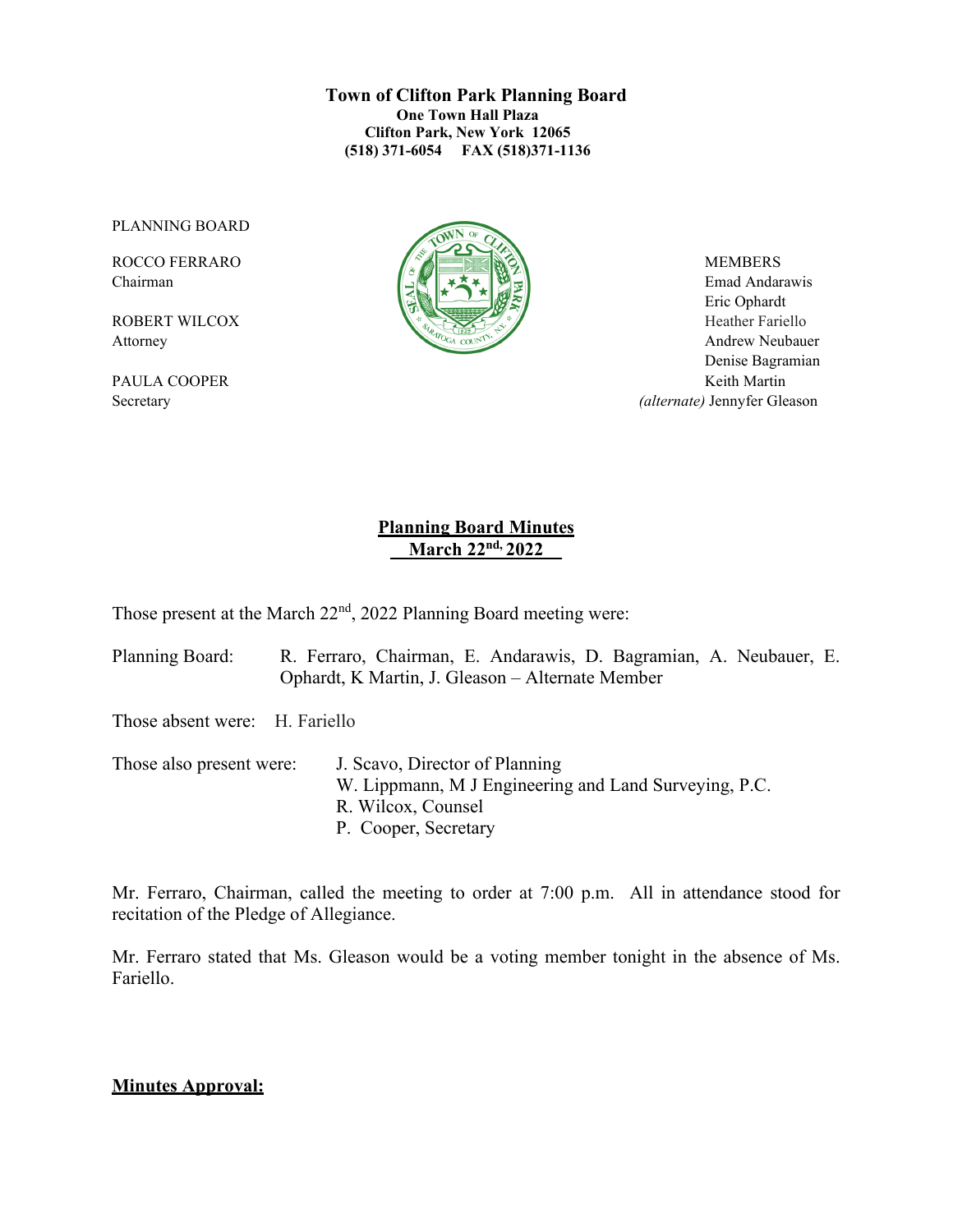**Town of Clifton Park Planning Board**
**One Town Hall Plaza**
**Clifton Park, New York 12065**
**(518) 371-6054 FAX (518)371-1136**

PLANNING BOARD

ROCCO FERRARO
Chairman

ROBERT WILCOX
Attorney

PAULA COOPER
Secretary

MEMBERS
Emad Andarawis
Eric Ophardt
Heather Fariello
Andrew Neubauer
Denise Bagramian
Keith Martin
*(alternate)* Jennyfer Gleason

## Planning Board Minutes
## March 22nd, 2022

Those present at the March 22nd, 2022 Planning Board meeting were:

Planning Board: R. Ferraro, Chairman, E. Andarawis, D. Bagramian, A. Neubauer, E. Ophardt, K Martin, J. Gleason – Alternate Member

Those absent were: H. Fariello

Those also present were: J. Scavo, Director of Planning
W. Lippmann, M J Engineering and Land Surveying, P.C.
R. Wilcox, Counsel
P. Cooper, Secretary

Mr. Ferraro, Chairman, called the meeting to order at 7:00 p.m. All in attendance stood for recitation of the Pledge of Allegiance.

Mr. Ferraro stated that Ms. Gleason would be a voting member tonight in the absence of Ms. Fariello.

**Minutes Approval:**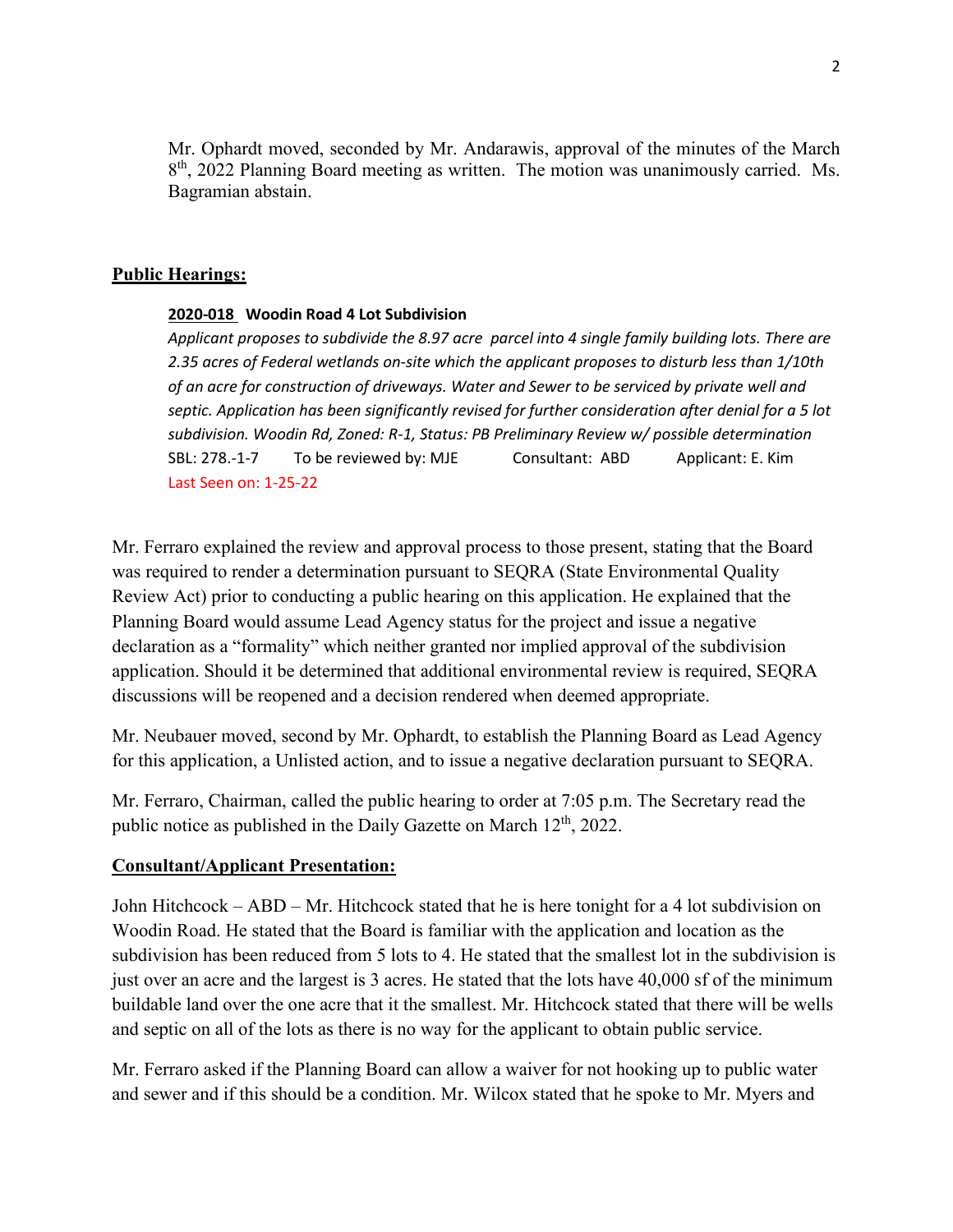Mr. Ophardt moved, seconded by Mr. Andarawis, approval of the minutes of the March 8th, 2022 Planning Board meeting as written. The motion was unanimously carried. Ms. Bagramian abstain.

**Public Hearings:**

**2020-018 Woodin Road 4 Lot Subdivision**

*Applicant proposes to subdivide the 8.97 acre parcel into 4 single family building lots. There are 2.35 acres of Federal wetlands on-site which the applicant proposes to disturb less than 1/10th of an acre for construction of driveways. Water and Sewer to be serviced by private well and septic. Application has been significantly revised for further consideration after denial for a 5 lot subdivision. Woodin Rd, Zoned: R-1, Status: PB Preliminary Review w/ possible determination*

SBL: 278.-1-7 To be reviewed by: MJE Consultant: ABD Applicant: E. Kim

Last Seen on: 1-25-22

Mr. Ferraro explained the review and approval process to those present, stating that the Board was required to render a determination pursuant to SEQRA (State Environmental Quality Review Act) prior to conducting a public hearing on this application. He explained that the Planning Board would assume Lead Agency status for the project and issue a negative declaration as a "formality" which neither granted nor implied approval of the subdivision application. Should it be determined that additional environmental review is required, SEQRA discussions will be reopened and a decision rendered when deemed appropriate.

Mr. Neubauer moved, second by Mr. Ophardt, to establish the Planning Board as Lead Agency for this application, a Unlisted action, and to issue a negative declaration pursuant to SEQRA.

Mr. Ferraro, Chairman, called the public hearing to order at 7:05 p.m. The Secretary read the public notice as published in the Daily Gazette on March 12th, 2022.

**Consultant/Applicant Presentation:**

John Hitchcock – ABD – Mr. Hitchcock stated that he is here tonight for a 4 lot subdivision on Woodin Road. He stated that the Board is familiar with the application and location as the subdivision has been reduced from 5 lots to 4. He stated that the smallest lot in the subdivision is just over an acre and the largest is 3 acres. He stated that the lots have 40,000 sf of the minimum buildable land over the one acre that it the smallest. Mr. Hitchcock stated that there will be wells and septic on all of the lots as there is no way for the applicant to obtain public service.

Mr. Ferraro asked if the Planning Board can allow a waiver for not hooking up to public water and sewer and if this should be a condition. Mr. Wilcox stated that he spoke to Mr. Myers and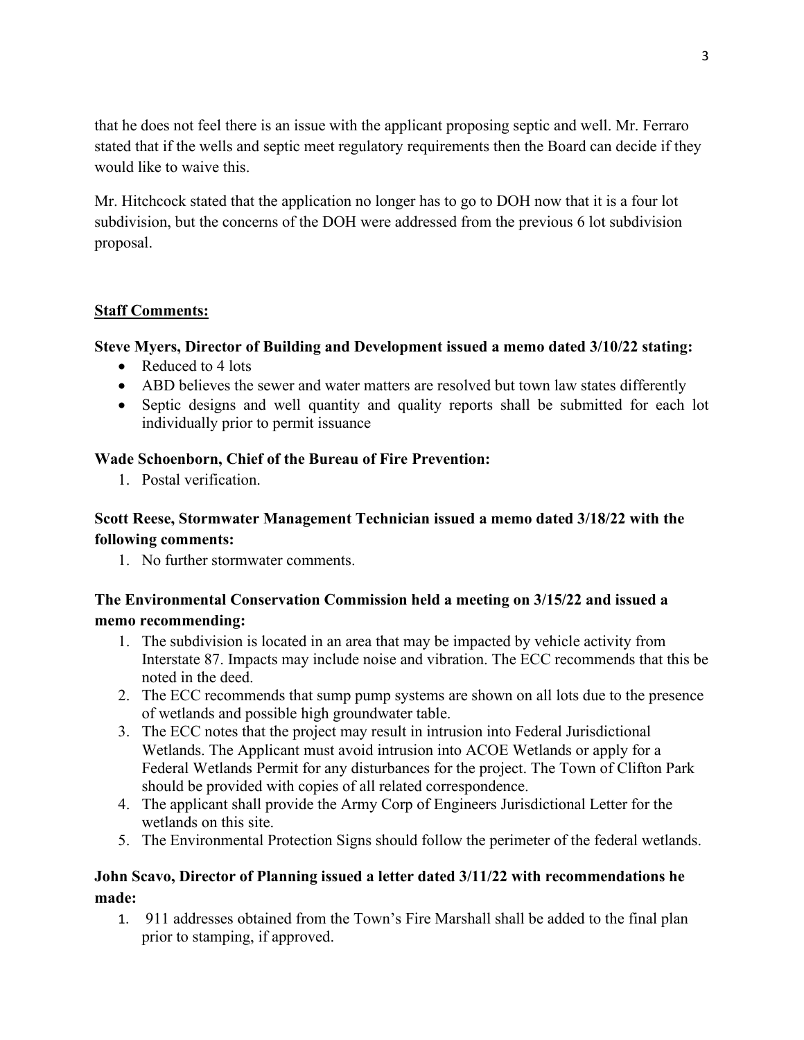that he does not feel there is an issue with the applicant proposing septic and well. Mr. Ferraro stated that if the wells and septic meet regulatory requirements then the Board can decide if they would like to waive this.

Mr. Hitchcock stated that the application no longer has to go to DOH now that it is a four lot subdivision, but the concerns of the DOH were addressed from the previous 6 lot subdivision proposal.

**Staff Comments:**

**Steve Myers, Director of Building and Development issued a memo dated 3/10/22 stating:**

- Reduced to 4 lots
- ABD believes the sewer and water matters are resolved but town law states differently
- Septic designs and well quantity and quality reports shall be submitted for each lot individually prior to permit issuance

**Wade Schoenborn, Chief of the Bureau of Fire Prevention:**

1. Postal verification.

**Scott Reese, Stormwater Management Technician issued a memo dated 3/18/22 with the following comments:**

1. No further stormwater comments.

**The Environmental Conservation Commission held a meeting on 3/15/22 and issued a memo recommending:**

1. The subdivision is located in an area that may be impacted by vehicle activity from Interstate 87. Impacts may include noise and vibration. The ECC recommends that this be noted in the deed.
2. The ECC recommends that sump pump systems are shown on all lots due to the presence of wetlands and possible high groundwater table.
3. The ECC notes that the project may result in intrusion into Federal Jurisdictional Wetlands. The Applicant must avoid intrusion into ACOE Wetlands or apply for a Federal Wetlands Permit for any disturbances for the project. The Town of Clifton Park should be provided with copies of all related correspondence.
4. The applicant shall provide the Army Corp of Engineers Jurisdictional Letter for the wetlands on this site.
5. The Environmental Protection Signs should follow the perimeter of the federal wetlands.

**John Scavo, Director of Planning issued a letter dated 3/11/22 with recommendations he made:**

1. 911 addresses obtained from the Town's Fire Marshall shall be added to the final plan prior to stamping, if approved.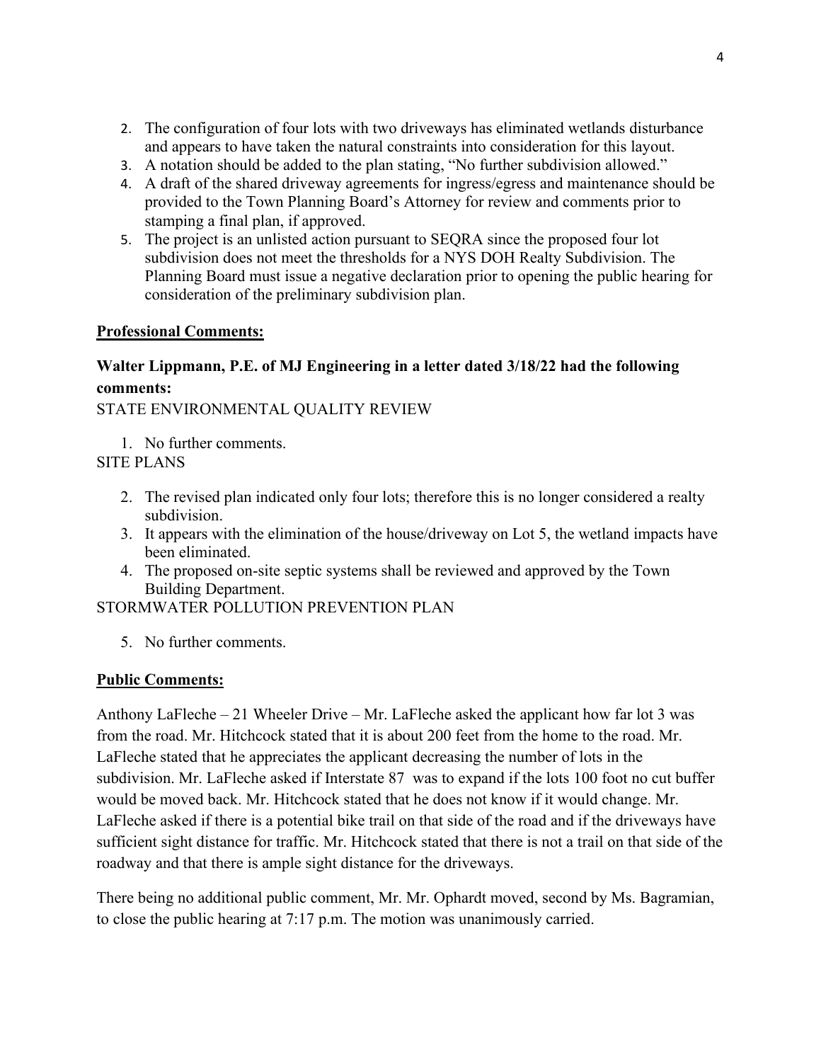2. The configuration of four lots with two driveways has eliminated wetlands disturbance and appears to have taken the natural constraints into consideration for this layout.
3. A notation should be added to the plan stating, "No further subdivision allowed."
4. A draft of the shared driveway agreements for ingress/egress and maintenance should be provided to the Town Planning Board's Attorney for review and comments prior to stamping a final plan, if approved.
5. The project is an unlisted action pursuant to SEQRA since the proposed four lot subdivision does not meet the thresholds for a NYS DOH Realty Subdivision. The Planning Board must issue a negative declaration prior to opening the public hearing for consideration of the preliminary subdivision plan.

**Professional Comments:**

**Walter Lippmann, P.E. of MJ Engineering in a letter dated 3/18/22 had the following comments:**

STATE ENVIRONMENTAL QUALITY REVIEW

1. No further comments.

SITE PLANS

2. The revised plan indicated only four lots; therefore this is no longer considered a realty subdivision.
3. It appears with the elimination of the house/driveway on Lot 5, the wetland impacts have been eliminated.
4. The proposed on-site septic systems shall be reviewed and approved by the Town Building Department.

STORMWATER POLLUTION PREVENTION PLAN

5. No further comments.

**Public Comments:**

Anthony LaFleche – 21 Wheeler Drive – Mr. LaFleche asked the applicant how far lot 3 was from the road. Mr. Hitchcock stated that it is about 200 feet from the home to the road. Mr. LaFleche stated that he appreciates the applicant decreasing the number of lots in the subdivision. Mr. LaFleche asked if Interstate 87 was to expand if the lots 100 foot no cut buffer would be moved back. Mr. Hitchcock stated that he does not know if it would change. Mr. LaFleche asked if there is a potential bike trail on that side of the road and if the driveways have sufficient sight distance for traffic. Mr. Hitchcock stated that there is not a trail on that side of the roadway and that there is ample sight distance for the driveways.

There being no additional public comment, Mr. Mr. Ophardt moved, second by Ms. Bagramian, to close the public hearing at 7:17 p.m. The motion was unanimously carried.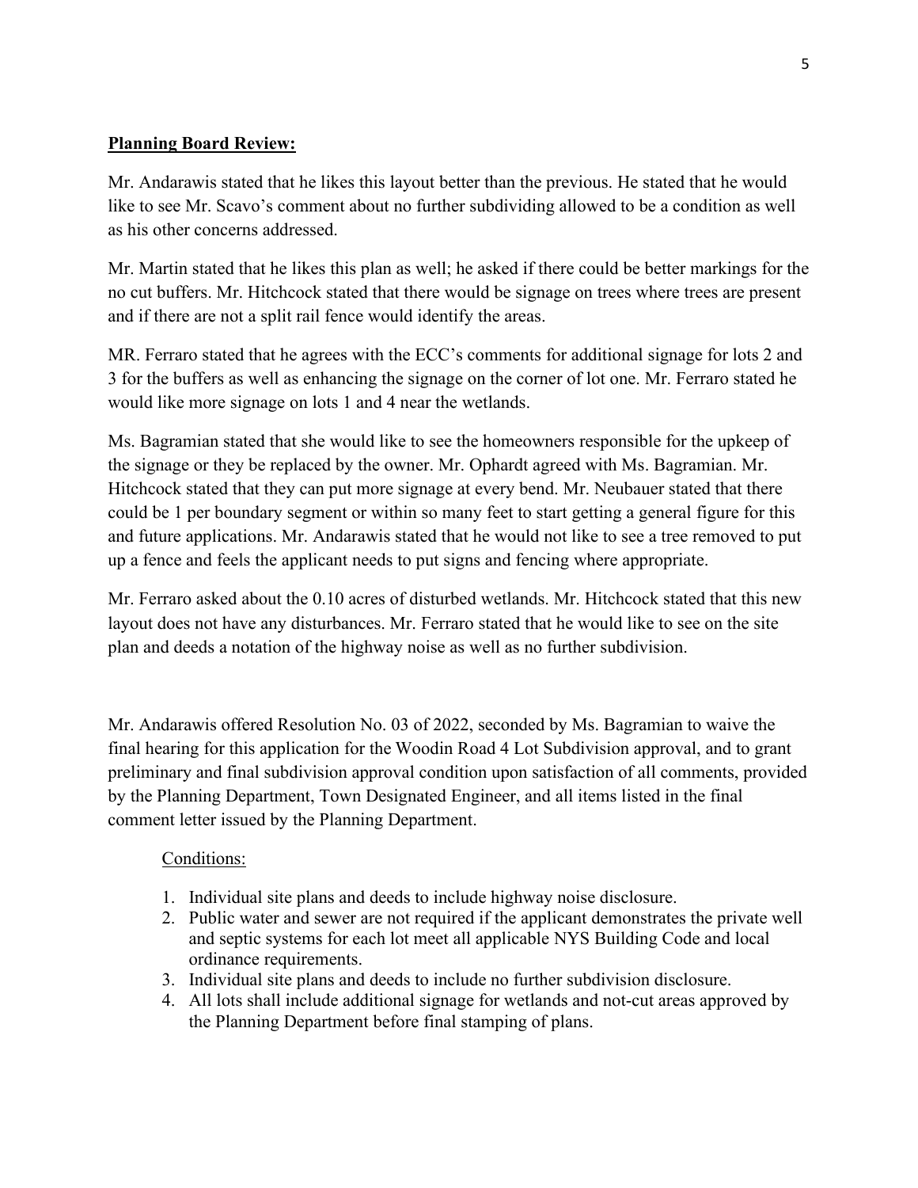**Planning Board Review:**

Mr. Andarawis stated that he likes this layout better than the previous. He stated that he would like to see Mr. Scavo's comment about no further subdividing allowed to be a condition as well as his other concerns addressed.

Mr. Martin stated that he likes this plan as well; he asked if there could be better markings for the no cut buffers. Mr. Hitchcock stated that there would be signage on trees where trees are present and if there are not a split rail fence would identify the areas.

MR. Ferraro stated that he agrees with the ECC's comments for additional signage for lots 2 and 3 for the buffers as well as enhancing the signage on the corner of lot one. Mr. Ferraro stated he would like more signage on lots 1 and 4 near the wetlands.

Ms. Bagramian stated that she would like to see the homeowners responsible for the upkeep of the signage or they be replaced by the owner. Mr. Ophardt agreed with Ms. Bagramian. Mr. Hitchcock stated that they can put more signage at every bend. Mr. Neubauer stated that there could be 1 per boundary segment or within so many feet to start getting a general figure for this and future applications. Mr. Andarawis stated that he would not like to see a tree removed to put up a fence and feels the applicant needs to put signs and fencing where appropriate.

Mr. Ferraro asked about the 0.10 acres of disturbed wetlands. Mr. Hitchcock stated that this new layout does not have any disturbances. Mr. Ferraro stated that he would like to see on the site plan and deeds a notation of the highway noise as well as no further subdivision.

Mr. Andarawis offered Resolution No. 03 of 2022, seconded by Ms. Bagramian to waive the final hearing for this application for the Woodin Road 4 Lot Subdivision approval, and to grant preliminary and final subdivision approval condition upon satisfaction of all comments, provided by the Planning Department, Town Designated Engineer, and all items listed in the final comment letter issued by the Planning Department.

Conditions:

1. Individual site plans and deeds to include highway noise disclosure.
2. Public water and sewer are not required if the applicant demonstrates the private well and septic systems for each lot meet all applicable NYS Building Code and local ordinance requirements.
3. Individual site plans and deeds to include no further subdivision disclosure.
4. All lots shall include additional signage for wetlands and not-cut areas approved by the Planning Department before final stamping of plans.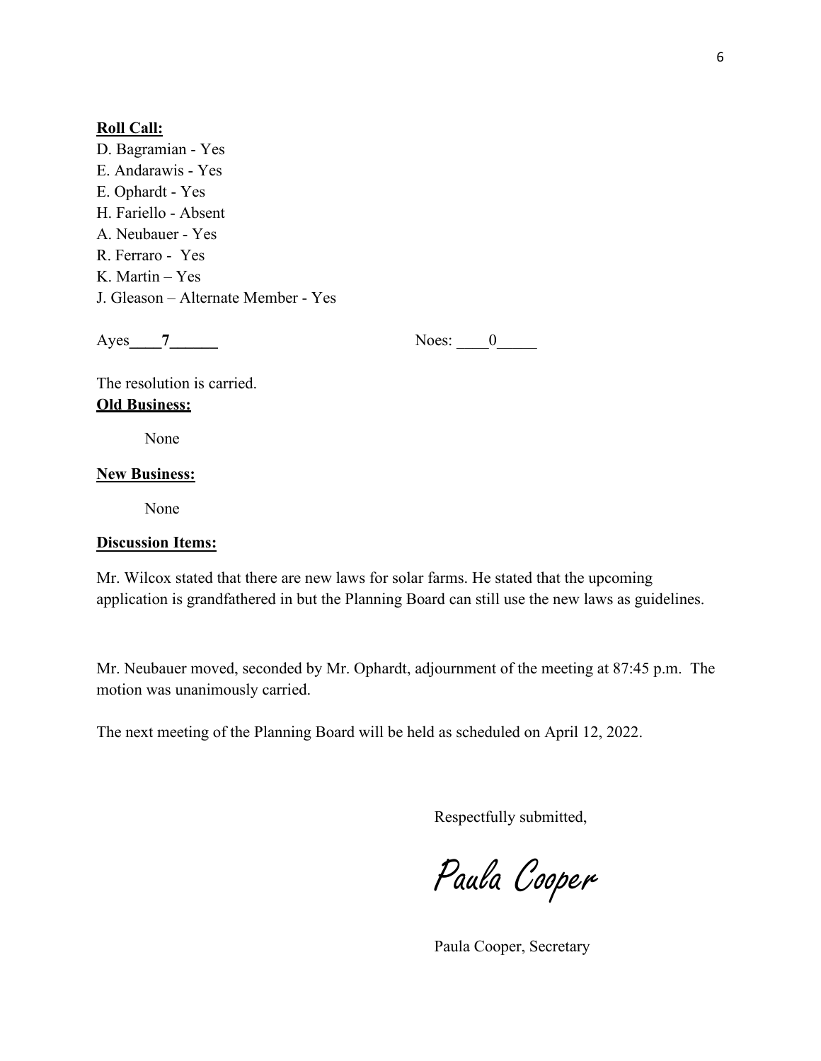**Roll Call:**

D. Bagramian - Yes
E. Andarawis - Yes
E. Ophardt - Yes
H. Fariello - Absent
A. Neubauer - Yes
R. Ferraro - Yes
K. Martin – Yes
J. Gleason – Alternate Member - Yes

Ayes____**7**______ Noes: ____0_____

The resolution is carried.

**Old Business:**

None

**New Business:**

None

**Discussion Items:**

Mr. Wilcox stated that there are new laws for solar farms. He stated that the upcoming application is grandfathered in but the Planning Board can still use the new laws as guidelines.

Mr. Neubauer moved, seconded by Mr. Ophardt, adjournment of the meeting at 87:45 p.m. The motion was unanimously carried.

The next meeting of the Planning Board will be held as scheduled on April 12, 2022.

Respectfully submitted,

Paula Cooper

Paula Cooper, Secretary